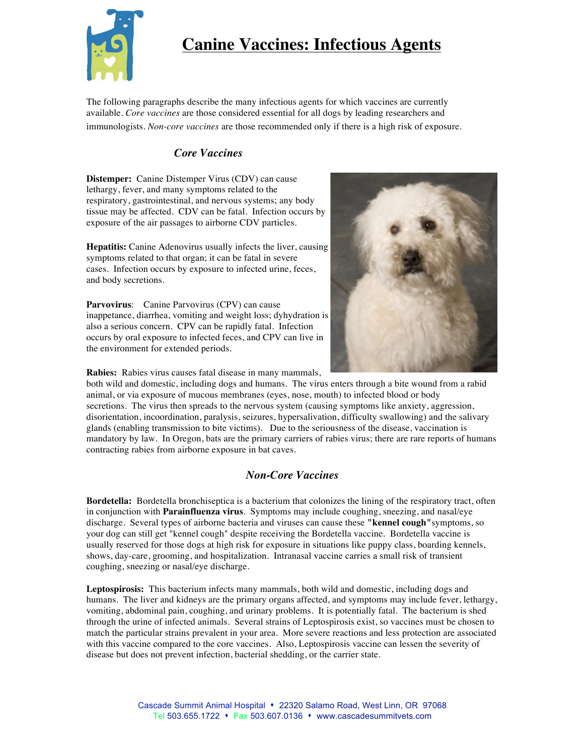# Canine Vaccines: Infectious Agents

The following paragraphs describe the many infectious agents for which vaccines are currently available. *Core vaccines* are those considered essential for all dogs by leading researchers and immunologists. *Non-core vaccines* are those recommended only if there is a high risk of exposure.

## *Core Vaccines*

**Distemper:** Canine Distemper Virus (CDV) can cause lethargy, fever, and many symptoms related to the respiratory, gastrointestinal, and nervous systems; any body tissue may be affected. CDV can be fatal. Infection occurs by exposure of the air passages to airborne CDV particles.

**Hepatitis:** Canine Adenovirus usually infects the liver, causing symptoms related to that organ; it can be fatal in severe cases. Infection occurs by exposure to infected urine, feces, and body secretions.

**Parvovirus**: Canine Parvovirus (CPV) can cause inappetance, diarrhea, vomiting and weight loss; dyhydration is also a serious concern. CPV can be rapidly fatal. Infection occurs by oral exposure to infected feces, and CPV can live in the environment for extended periods.

**Rabies:** Rabies virus causes fatal disease in many mammals, both wild and domestic, including dogs and humans. The virus enters through a bite wound from a rabid animal, or via exposure of mucous membranes (eyes, nose, mouth) to infected blood or body secretions. The virus then spreads to the nervous system (causing symptoms like anxiety, aggression, disorientation, incoordination, paralysis, seizures, hypersalivation, difficulty swallowing) and the salivary glands (enabling transmission to bite victims). Due to the seriousness of the disease, vaccination is mandatory by law. In Oregon, bats are the primary carriers of rabies virus; there are rare reports of humans contracting rabies from airborne exposure in bat caves.

## *Non-Core Vaccines*

**Bordetella:** Bordetella bronchiseptica is a bacterium that colonizes the lining of the respiratory tract, often in conjunction with **Parainfluenza virus**. Symptoms may include coughing, sneezing, and nasal/eye discharge. Several types of airborne bacteria and viruses can cause these "**kennel cough**"symptoms, so your dog can still get "kennel cough" despite receiving the Bordetella vaccine. Bordetella vaccine is usually reserved for those dogs at high risk for exposure in situations like puppy class, boarding kennels, shows, day-care, grooming, and hospitalization. Intranasal vaccine carries a small risk of transient coughing, sneezing or nasal/eye discharge.

**Leptospirosis:** This bacterium infects many mammals, both wild and domestic, including dogs and humans. The liver and kidneys are the primary organs affected, and symptoms may include fever, lethargy, vomiting, abdominal pain, coughing, and urinary problems. It is potentially fatal. The bacterium is shed through the urine of infected animals. Several strains of Leptospirosis exist, so vaccines must be chosen to match the particular strains prevalent in your area. More severe reactions and less protection are associated with this vaccine compared to the core vaccines. Also, Leptospirosis vaccine can lessen the severity of disease but does not prevent infection, bacterial shedding, or the carrier state.

Cascade Summit Animal Hospital • 22320 Salamo Road, West Linn, OR 97068
Tel 503.655.1722 • Fax 503.607.0136 • www.cascadesummitvets.com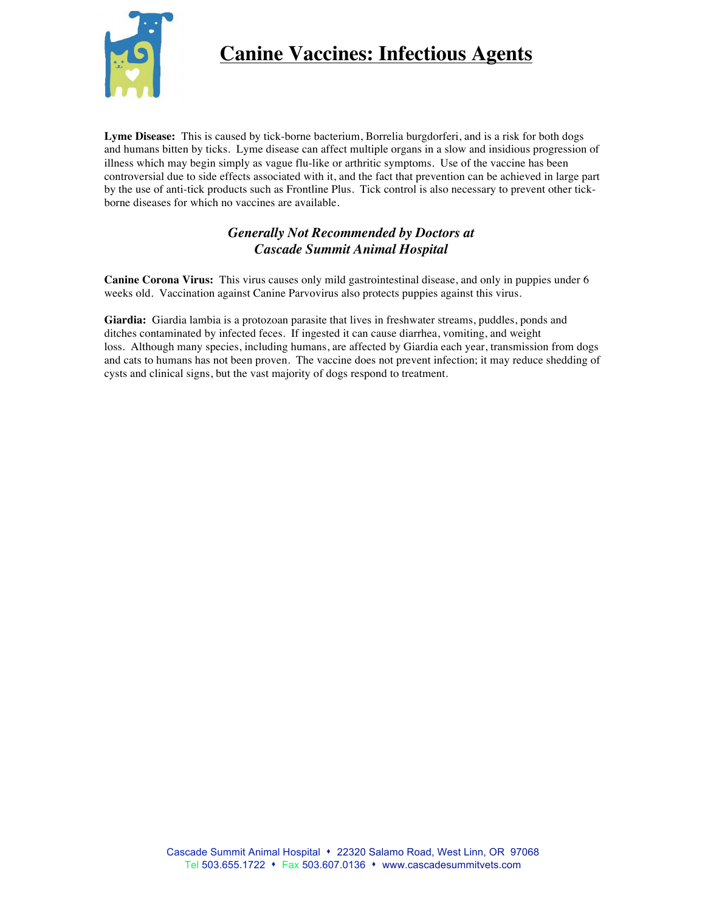# Canine Vaccines: Infectious Agents

**Lyme Disease:** This is caused by tick-borne bacterium, Borrelia burgdorferi, and is a risk for both dogs and humans bitten by ticks. Lyme disease can affect multiple organs in a slow and insidious progression of illness which may begin simply as vague flu-like or arthritic symptoms. Use of the vaccine has been controversial due to side effects associated with it, and the fact that prevention can be achieved in large part by the use of anti-tick products such as Frontline Plus. Tick control is also necessary to prevent other tick-borne diseases for which no vaccines are available.

## *Generally Not Recommended by Doctors at Cascade Summit Animal Hospital*

**Canine Corona Virus:** This virus causes only mild gastrointestinal disease, and only in puppies under 6 weeks old. Vaccination against Canine Parvovirus also protects puppies against this virus.

**Giardia:** Giardia lambia is a protozoan parasite that lives in freshwater streams, puddles, ponds and ditches contaminated by infected feces. If ingested it can cause diarrhea, vomiting, and weight loss. Although many species, including humans, are affected by Giardia each year, transmission from dogs and cats to humans has not been proven. The vaccine does not prevent infection; it may reduce shedding of cysts and clinical signs, but the vast majority of dogs respond to treatment.